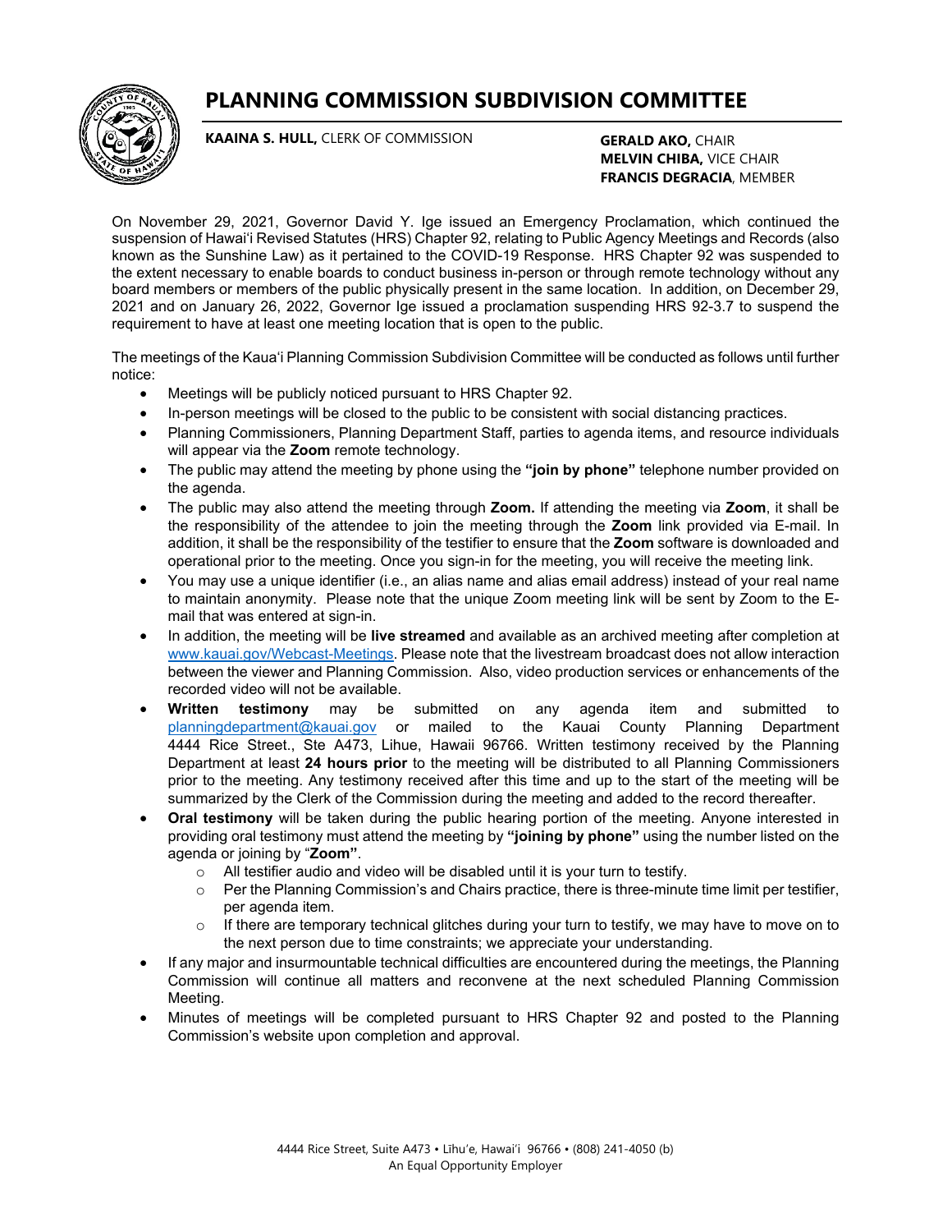# PLANNING COMMISSION SUBDIVISION COMMITTEE

**KAAINA S. HULL,** CLERK OF COMMISSION

**GERALD AKO,** CHAIR
**MELVIN CHIBA,** VICE CHAIR
**FRANCIS DEGRACIA**, MEMBER

On November 29, 2021, Governor David Y. Ige issued an Emergency Proclamation, which continued the suspension of Hawaiʻi Revised Statutes (HRS) Chapter 92, relating to Public Agency Meetings and Records (also known as the Sunshine Law) as it pertained to the COVID-19 Response. HRS Chapter 92 was suspended to the extent necessary to enable boards to conduct business in-person or through remote technology without any board members or members of the public physically present in the same location. In addition, on December 29, 2021 and on January 26, 2022, Governor Ige issued a proclamation suspending HRS 92-3.7 to suspend the requirement to have at least one meeting location that is open to the public.

The meetings of the Kauaʻi Planning Commission Subdivision Committee will be conducted as follows until further notice:

- Meetings will be publicly noticed pursuant to HRS Chapter 92.
- In-person meetings will be closed to the public to be consistent with social distancing practices.
- Planning Commissioners, Planning Department Staff, parties to agenda items, and resource individuals will appear via the **Zoom** remote technology.
- The public may attend the meeting by phone using the **"join by phone"** telephone number provided on the agenda.
- The public may also attend the meeting through **Zoom.** If attending the meeting via **Zoom**, it shall be the responsibility of the attendee to join the meeting through the **Zoom** link provided via E-mail. In addition, it shall be the responsibility of the testifier to ensure that the **Zoom** software is downloaded and operational prior to the meeting. Once you sign-in for the meeting, you will receive the meeting link.
- You may use a unique identifier (i.e., an alias name and alias email address) instead of your real name to maintain anonymity. Please note that the unique Zoom meeting link will be sent by Zoom to the E-mail that was entered at sign-in.
- In addition, the meeting will be **live streamed** and available as an archived meeting after completion at [www.kauai.gov/Webcast-Meetings](http://www.kauai.gov/Webcast-Meetings). Please note that the livestream broadcast does not allow interaction between the viewer and Planning Commission. Also, video production services or enhancements of the recorded video will not be available.
- **Written testimony** may be submitted on any agenda item and submitted to [planningdepartment@kauai.gov](mailto:planningdepartment@kauai.gov) or mailed to the Kauai County Planning Department 4444 Rice Street., Ste A473, Lihue, Hawaii 96766. Written testimony received by the Planning Department at least **24 hours prior** to the meeting will be distributed to all Planning Commissioners prior to the meeting. Any testimony received after this time and up to the start of the meeting will be summarized by the Clerk of the Commission during the meeting and added to the record thereafter.
- **Oral testimony** will be taken during the public hearing portion of the meeting. Anyone interested in providing oral testimony must attend the meeting by **"joining by phone"** using the number listed on the agenda or joining by "**Zoom"**.
    - All testifier audio and video will be disabled until it is your turn to testify.
    - Per the Planning Commission's and Chairs practice, there is three-minute time limit per testifier, per agenda item.
    - If there are temporary technical glitches during your turn to testify, we may have to move on to the next person due to time constraints; we appreciate your understanding.
- If any major and insurmountable technical difficulties are encountered during the meetings, the Planning Commission will continue all matters and reconvene at the next scheduled Planning Commission Meeting.
- Minutes of meetings will be completed pursuant to HRS Chapter 92 and posted to the Planning Commission's website upon completion and approval.

4444 Rice Street, Suite A473 • Līhuʻe, Hawaiʻi 96766 • (808) 241-4050 (b)
An Equal Opportunity Employer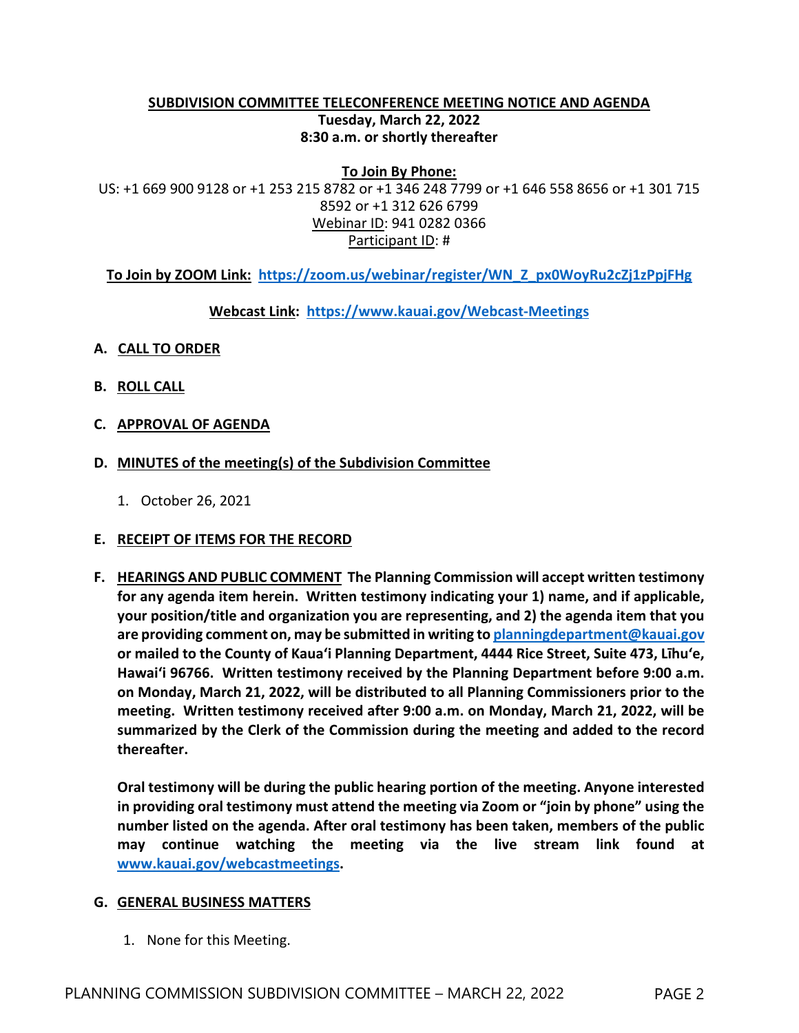**SUBDIVISION COMMITTEE TELECONFERENCE MEETING NOTICE AND AGENDA**
**Tuesday, March 22, 2022**
**8:30 a.m. or shortly thereafter**

**To Join By Phone:**
US: +1 669 900 9128 or +1 253 215 8782 or +1 346 248 7799 or +1 646 558 8656 or +1 301 715 8592 or +1 312 626 6799
Webinar ID: 941 0282 0366
Participant ID: #

**To Join by ZOOM Link: https://zoom.us/webinar/register/WN_Z_px0WoyRu2cZj1zPpjFHg**

**Webcast Link: https://www.kauai.gov/Webcast-Meetings**

**A. CALL TO ORDER**

**B. ROLL CALL**

**C. APPROVAL OF AGENDA**

**D. MINUTES of the meeting(s) of the Subdivision Committee**

1. October 26, 2021

**E. RECEIPT OF ITEMS FOR THE RECORD**

**F. HEARINGS AND PUBLIC COMMENT The Planning Commission will accept written testimony for any agenda item herein. Written testimony indicating your 1) name, and if applicable, your position/title and organization you are representing, and 2) the agenda item that you are providing comment on, may be submitted in writing to planningdepartment@kauai.gov or mailed to the County of Kauaʻi Planning Department, 4444 Rice Street, Suite 473, Līhuʻe, Hawaiʻi 96766. Written testimony received by the Planning Department before 9:00 a.m. on Monday, March 21, 2022, will be distributed to all Planning Commissioners prior to the meeting. Written testimony received after 9:00 a.m. on Monday, March 21, 2022, will be summarized by the Clerk of the Commission during the meeting and added to the record thereafter.**

**Oral testimony will be during the public hearing portion of the meeting. Anyone interested in providing oral testimony must attend the meeting via Zoom or "join by phone" using the number listed on the agenda. After oral testimony has been taken, members of the public may continue watching the meeting via the live stream link found at www.kauai.gov/webcastmeetings.**

**G. GENERAL BUSINESS MATTERS**

1. None for this Meeting.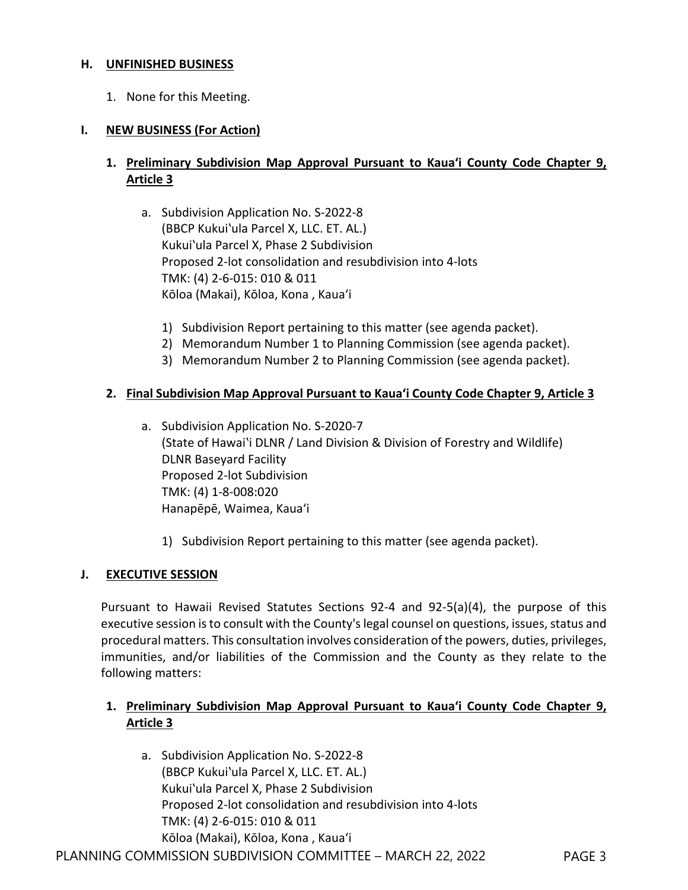## H. UNFINISHED BUSINESS

1. None for this Meeting.

## I. NEW BUSINESS (For Action)

### 1. Preliminary Subdivision Map Approval Pursuant to Kauaʻi County Code Chapter 9, Article 3

a. Subdivision Application No. S-2022-8
(BBCP Kukuiʽula Parcel X, LLC. ET. AL.)
Kukuiʽula Parcel X, Phase 2 Subdivision
Proposed 2-lot consolidation and resubdivision into 4-lots
TMK: (4) 2-6-015: 010 & 011
Kōloa (Makai), Kōloa, Kona , Kauaʻi

1) Subdivision Report pertaining to this matter (see agenda packet).
2) Memorandum Number 1 to Planning Commission (see agenda packet).
3) Memorandum Number 2 to Planning Commission (see agenda packet).

### 2. Final Subdivision Map Approval Pursuant to Kauaʻi County Code Chapter 9, Article 3

a. Subdivision Application No. S-2020-7
(State of Hawaiʽi DLNR / Land Division & Division of Forestry and Wildlife)
DLNR Baseyard Facility
Proposed 2-lot Subdivision
TMK: (4) 1-8-008:020
Hanapēpē, Waimea, Kauaʻi

1) Subdivision Report pertaining to this matter (see agenda packet).

## J. EXECUTIVE SESSION

Pursuant to Hawaii Revised Statutes Sections 92-4 and 92-5(a)(4), the purpose of this executive session is to consult with the County's legal counsel on questions, issues, status and procedural matters. This consultation involves consideration of the powers, duties, privileges, immunities, and/or liabilities of the Commission and the County as they relate to the following matters:

### 1. Preliminary Subdivision Map Approval Pursuant to Kauaʻi County Code Chapter 9, Article 3

a. Subdivision Application No. S-2022-8
(BBCP Kukuiʽula Parcel X, LLC. ET. AL.)
Kukuiʽula Parcel X, Phase 2 Subdivision
Proposed 2-lot consolidation and resubdivision into 4-lots
TMK: (4) 2-6-015: 010 & 011
Kōloa (Makai), Kōloa, Kona , Kauaʻi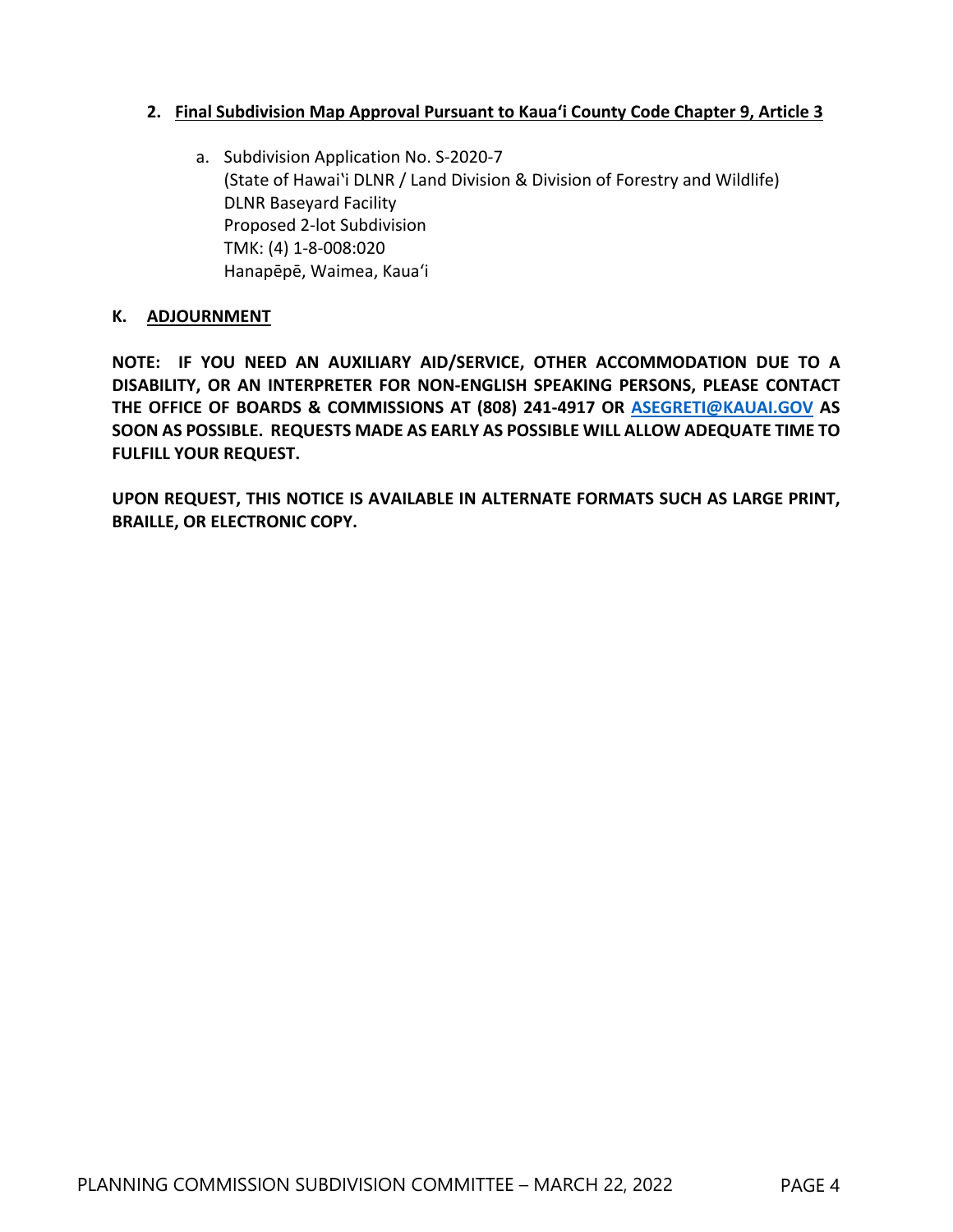2. **Final Subdivision Map Approval Pursuant to Kaua'i County Code Chapter 9, Article 3**

    a. Subdivision Application No. S-2020-7
    (State of Hawai'i DLNR / Land Division & Division of Forestry and Wildlife)
    DLNR Baseyard Facility
    Proposed 2-lot Subdivision
    TMK: (4) 1-8-008:020
    Hanapēpē, Waimea, Kaua'i

**K. ADJOURNMENT**

**NOTE: IF YOU NEED AN AUXILIARY AID/SERVICE, OTHER ACCOMMODATION DUE TO A DISABILITY, OR AN INTERPRETER FOR NON-ENGLISH SPEAKING PERSONS, PLEASE CONTACT THE OFFICE OF BOARDS & COMMISSIONS AT (808) 241-4917 OR ASEGRETI@KAUAI.GOV AS SOON AS POSSIBLE. REQUESTS MADE AS EARLY AS POSSIBLE WILL ALLOW ADEQUATE TIME TO FULFILL YOUR REQUEST.**

**UPON REQUEST, THIS NOTICE IS AVAILABLE IN ALTERNATE FORMATS SUCH AS LARGE PRINT, BRAILLE, OR ELECTRONIC COPY.**